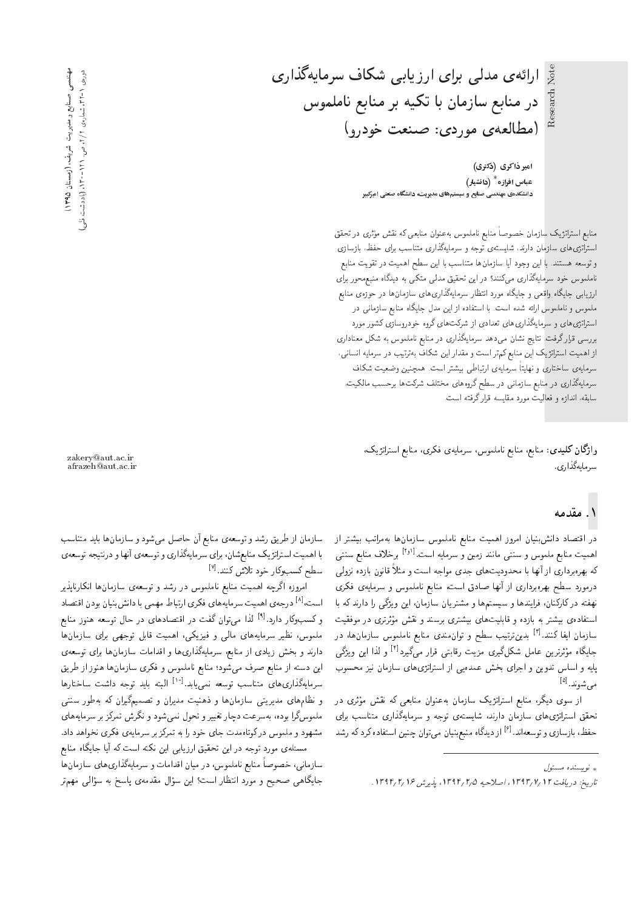Research Note

# ارائه‌ی مدلی برای ارزیابی شکاف سرمایه‌گذاری در منابع سازمان با تکیه بر منابع ناملموس (مطالعه‌ی موردی: صنعت خودرو)

**امیر ذاکری** (دکتری)
**عباس افرازه*** (دانشیار)
دانشکده‌ی مهندسی صنایع و سیستم‌های مدیریت، دانشگاه صنعتی امیرکبیر

منابع استراتژیک سازمان خصوصاً منابع ناملموس به‌عنوان منابعی که نقش مؤثری در تحقق استراتژی‌های سازمان دارند، شایسته‌ی توجه و سرمایه‌گذاری متناسب برای حفظ، بازسازی و توسعه هستند. با این وجود آیا سازمان‌ها متناسب با این سطح اهمیت در تقویت منابع ناملموس خود سرمایه‌گذاری می‌کنند؟ در این تحقیق مدلی متکی به دیدگاه منبع‌محور برای ارزیابی جایگاه واقعی و جایگاه مورد انتظار سرمایه‌گذاری‌های سازمان‌ها در حوزه‌ی منابع ملموس و ناملموس ارائه شده است. با استفاده از این مدل جایگاه منابع سازمانی در استراتژی‌های و سرمایه‌گذاری‌های تعدادی از شرکت‌های گروه خودروسازی کشور مورد بررسی قرار گرفت. نتایج نشان می‌دهد سرمایه‌گذاری در منابع ناملموس به شکل معناداری از اهمیت استراتژیک این منابع کم‌تر است و مقدار این شکاف به‌ترتیب در سرمایه انسانی، سرمایه‌ی ساختاری و نهایتاً سرمایه‌ی ارتباطی بیشتر است. همچنین وضعیت شکاف سرمایه‌گذاری در منابع سازمانی در سطح گروه‌های مختلف شرکت‌ها برحسب مالکیت، سابقه، اندازه و فعالیت مورد مقایسه قرار گرفته است.

**واژگان کلیدی:** منابع، منابع ناملموس، سرمایه‌ی فکری، منابع استراتژیک، سرمایه‌گذاری.

zakery@aut.ac.ir
afrazeh@aut.ac.ir

## ۱. مقدمه

در اقتصاد دانش‌بنیان امروز اهمیت منابع ناملموس سازمان‌ها به‌مراتب بیشتر از اهمیت منابع ملموس و سنتی مانند زمین و سرمایه است.[۱و۲] برخلاف منابع سنتی که بهره‌برداری از آنها با محدودیت‌های جدی مواجه است و مثلاً قانون بازده نزولی درمورد سطح بهره‌برداری از آنها صادق است، منابع ناملموس و سرمایه‌ی فکری نهفته در کارکنان، فرایندها و سیستم‌ها و مشتریان سازمان، این ویژگی را دارند که با استفاده‌ی بیشتر به بازده و قابلیت‌های بیشتری برسند و نقش مؤثرتری در موفقیت سازمان ایفا کنند.[۳] بدین‌ترتیب سطح و توان‌مندی منابع ناملموس سازمان‌ها، در جایگاه مؤثرترین عامل شکل‌گیری مزیت رقابتی قرار می‌گیرد[۴] و لذا این ویژگی پایه و اساس تدوین و اجرای بخش عمده‌یی از استراتژی‌های سازمان نیز محسوب می‌شوند.[۵]

از سوی دیگر، منابع استراتژیک سازمان به‌عنوان منابعی که نقش مؤثری در تحقق استراتژی‌های سازمان دارند، شایسته‌ی توجه و سرمایه‌گذاری متناسب برای حفظ، بازسازی و توسعه‌اند.[۶] از دیدگاه منبع‌بنیان می‌توان چنین استفاده کرد که رشد سازمان از طریق رشد و توسعه‌ی منابع آن حاصل می‌شود و سازمان‌ها باید متناسب با اهمیت استراتژیک منابع‌شان، برای سرمایه‌گذاری و توسعه‌ی آنها و درنتیجه توسعه‌ی سطح کسب‌وکار خود تلاش کنند.[۷]

امروزه اگرچه اهمیت منابع ناملموس در رشد و توسعه‌ی سازمان‌ها انکارناپذیر است،[۸] درجه‌ی اهمیت سرمایه‌های فکری ارتباط مهمی با دانش‌بنیان بودن اقتصاد و کسب‌وکار دارد.[۹] لذا می‌توان گفت در اقتصادهای در حال توسعه هنوز منابع ملموس، نظیر سرمایه‌های مالی و فیزیکی، اهمیت قابل توجهی برای سازمان‌ها دارند و بخش زیادی از منابع، سرمایه‌گذاری‌ها و اقدامات سازمان‌ها برای توسعه‌ی این دسته از منابع صرف می‌شود؛ منابع ناملموس و فکری سازمان‌ها هنوز از طریق سرمایه‌گذاری‌های متناسب توسعه نمی‌یابد.[۱۰] البته باید توجه داشت ساختارها و نظام‌های مدیریتی سازمان‌ها و ذهنیت مدیران و تصمیم‌گیران که به‌طور سنتی ملموس‌گرا بوده، به‌سرعت دچار تغییر و تحول نمی‌شود و نگرش تمرکز بر سرمایه‌های مشهود و ملموس در کوتاه‌مدت جای خود را به تمرکز بر سرمایه‌ی فکری نخواهد داد.

مسئله‌ی مورد توجه در این تحقیق ارزیابی این نکته است که آیا جایگاه منابع سازمانی، خصوصاً منابع ناملموس، در میان اقدامات و سرمایه‌گذاری‌های سازمان‌ها جایگاهی صحیح و مورد انتظار است؟ این سؤال مقدمه‌ی پاسخ به سؤالی مهم‌تر

\* نویسنده مسئول

تاریخ: دریافت ۱۳۹۳/۷/۱۲، اصلاحیه ۱۳۹۴/۲/۵، پذیرش ۱۳۹۴/۲/۱۶.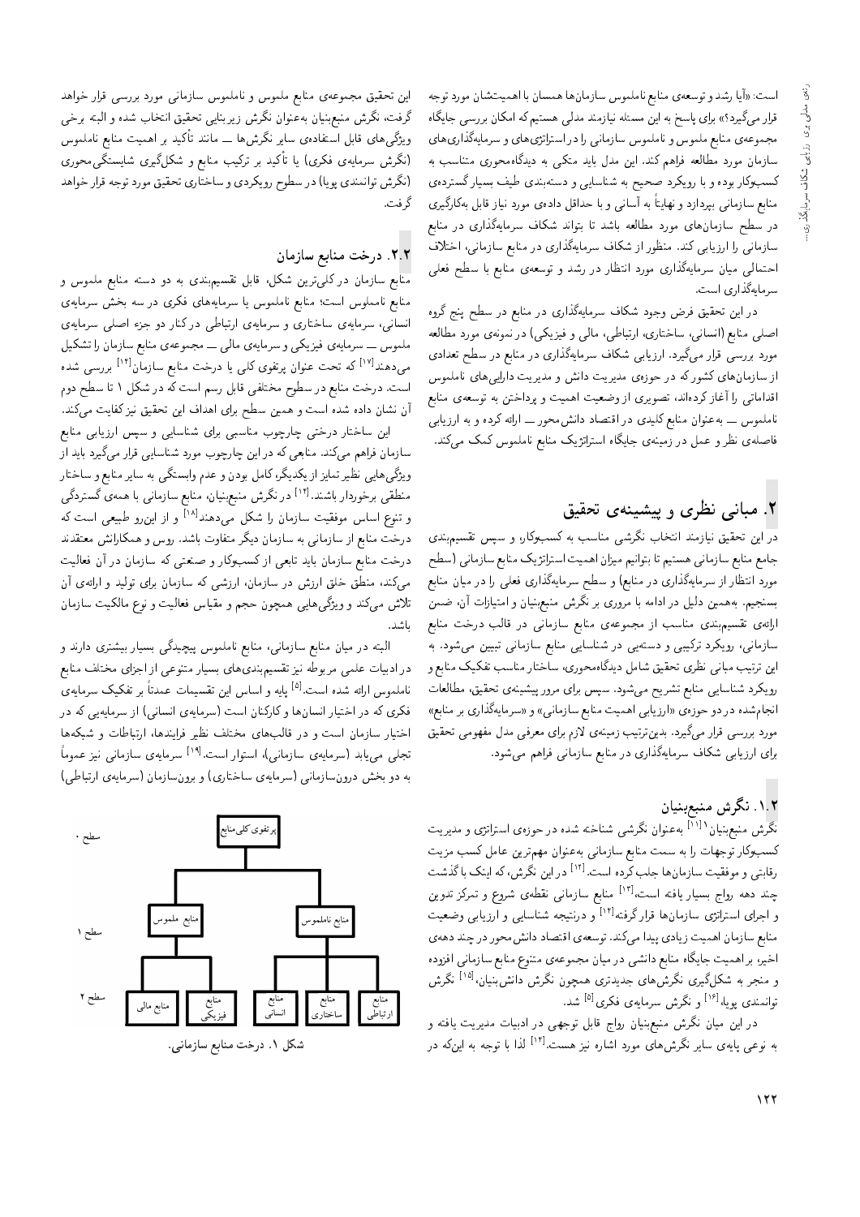است: «آیا رشد و توسعه‌ی منابع ناملموس سازمان‌ها همسان با اهمیت‌شان مورد توجه قرار می‌گیرد؟» برای پاسخ به این مسئله نیازمند مدلی هستیم که امکان بررسی جایگاه مجموعه‌ی منابع ملموس و ناملموس سازمانی را در استراتژی‌های و سرمایه‌گذاری‌های سازمان مورد مطالعه فراهم کند. این مدل باید متکی به دیدگاه‌محوری متناسب به کسب‌وکار بوده و با رویکرد صحیح به شناسایی و دسته‌بندی طیف بسیار گسترده‌ی منابع سازمانی بپردازد و نهایتاً به آسانی و با حداقل داده‌ی مورد نیاز قابل به‌کارگیری در سطح سازمان‌های مورد مطالعه باشد تا بتواند شکاف سرمایه‌گذاری در منابع سازمانی را ارزیابی کند. منظور از شکاف سرمایه‌گذاری در منابع سازمانی، اختلاف احتمالی میان سرمایه‌گذاری مورد انتظار در رشد و توسعه‌ی منابع با سطح فعلی سرمایه‌گذاری است.

در این تحقیق فرض وجود شکاف سرمایه‌گذاری در منابع در سطح پنج گروه اصلی منابع (انسانی، ساختاری، ارتباطی، مالی و فیزیکی) در نمونه‌ی مورد مطالعه مورد بررسی قرار می‌گیرد. ارزیابی شکاف سرمایه‌گذاری در منابع در سطح تعدادی از سازمان‌های کشور که در حوزه‌ی مدیریت دانش و مدیریت دارایی‌های ناملموس اقداماتی را آغاز کرده‌اند، تصویری از وضعیت اهمیت و پرداختن به توسعه‌ی منابع ناملموس ــ به‌عنوان منابع کلیدی در اقتصاد دانش‌محور ــ ارائه کرده و به ارزیابی فاصله‌ی نظر و عمل در زمینه‌ی جایگاه استراتژیک منابع ناملموس کمک می‌کند.

## ۲. مبانی نظری و پیشینه‌ی تحقیق

در این تحقیق نیازمند انتخاب نگرشی مناسب به کسب‌وکار و سپس تقسیم‌بندی جامع منابع سازمانی هستیم تا بتوانیم میزان اهمیت استراتژیک منابع سازمانی (سطح مورد انتظار از سرمایه‌گذاری در منابع) و سطح سرمایه‌گذاری فعلی را در میان منابع بسنجیم. به‌همین دلیل در ادامه با مروری بر نگرش منبع‌بنیان و امتیازات آن، ضمن ارائه‌ی تقسیم‌بندی مناسب از مجموعه‌ی منابع سازمانی در قالب درخت منابع سازمانی، رویکرد ترکیبی و دسته‌یی در شناسایی منابع سازمانی تبیین می‌شود. به این ترتیب مبانی نظری تحقیق شامل دیدگاه‌محوری، ساختار مناسب تفکیک منابع و رویکرد شناسایی منابع تشریح می‌شود. سپس برای مرور پیشینه‌ی تحقیق، مطالعات انجام‌شده در دو حوزه‌ی «ارزیابی اهمیت منابع سازمانی» و «سرمایه‌گذاری بر منابع» مورد بررسی قرار می‌گیرد. بدین‌ترتیب زمینه‌ی لازم برای معرفی مدل مفهومی تحقیق برای ارزیابی شکاف سرمایه‌گذاری در منابع سازمانی فراهم می‌شود.

### ۱.۲. نگرش منبع‌بنیان

نگرش منبع‌بنیان[۱][۱۱] به‌عنوان نگرشی شناخته شده در حوزه‌ی استراتژی و مدیریت کسب‌وکار توجهات را به سمت منابع سازمانی به‌عنوان مهم‌ترین عامل کسب مزیت رقابتی و موفقیت سازمان‌ها جلب کرده است.[۱۲] در این نگرش، که اینک با گذشت چند دهه رواج بسیار یافته است،[۱۳] منابع سازمانی نقطه‌ی شروع و تمرکز تدوین و اجرای استراتژی سازمان‌ها قرار گرفته[۱۴] و درنتیجه شناسایی و ارزیابی وضعیت منابع سازمان اهمیت زیادی پیدا می‌کند. توسعه‌ی اقتصاد دانش‌محور در چند دهه‌ی اخیر، بر اهمیت جایگاه منابع دانشی در میان مجموعه‌ی متنوع منابع سازمانی افزوده و منجر به شکل‌گیری نگرش‌های جدیدتری همچون نگرش دانش‌بنیان،[۱۵] نگرش توانمندی پویا،[۱۶] و نگرش سرمایه‌ی فکری[۵] شد.

در این میان نگرش منبع‌بنیان رواج قابل توجهی در ادبیات مدیریت یافته و به نوعی پایه‌ی سایر نگرش‌های مورد اشاره نیز هست.[۱۴] لذا با توجه به این‌که در این تحقیق مجموعه‌ی منابع ملموس و ناملموس سازمانی مورد بررسی قرار خواهد گرفت، نگرش منبع‌بنیان به‌عنوان نگرش زیربنایی تحقیق انتخاب شده و البته برخی ویژگی‌های قابل استفاده‌ی سایر نگرش‌ها ــ مانند تأکید بر اهمیت منابع ناملموس (نگرش سرمایه‌ی فکری) یا تأکید بر ترکیب منابع و شکل‌گیری شایستگی‌محوری (نگرش توانمندی پویا) در سطوح رویکردی و ساختاری تحقیق مورد توجه قرار خواهد گرفت.

### ۲.۲. درخت منابع سازمان

منابع سازمان در کلی‌ترین شکل، قابل تقسیم‌بندی به دو دسته منابع ملموس و منابع ناملموس است؛ منابع ناملموس یا سرمایه‌های فکری در سه بخش سرمایه‌ی انسانی، سرمایه‌ی ساختاری و سرمایه‌ی ارتباطی در کنار دو جزء اصلی سرمایه‌ی ملموس ــ سرمایه‌ی فیزیکی و سرمایه‌ی مالی ــ مجموعه‌ی منابع سازمان را تشکیل می‌دهند[۱۷] که تحت عنوان پرتفوی کلی یا درخت منابع سازمان[۱۴] بررسی شده است. درخت منابع در سطوح مختلفی قابل رسم است که در شکل ۱ تا سطح دوم آن نشان داده شده است و همین سطح برای اهداف این تحقیق نیز کفایت می‌کند.

این ساختار درختی چارچوب مناسبی برای شناسایی و سپس ارزیابی منابع سازمان فراهم می‌کند. منابعی که در این چارچوب مورد شناسایی قرار می‌گیرد باید از ویژگی‌هایی نظیر تمایز از یکدیگر، کامل بودن و عدم وابستگی به سایر منابع و ساختار منطقی برخوردار باشند.[۱۴] در نگرش منبع‌بنیان، منابع سازمانی با همه‌ی گستردگی و تنوع اساس موفقیت سازمان را شکل می‌دهند[۱۸] و از این‌رو طبیعی است که درخت منابع از سازمانی به سازمان دیگر متفاوت باشد. روس و همکارانش معتقدند درخت منابع سازمان باید تابعی از کسب‌وکار و صنعتی که سازمان در آن فعالیت می‌کند، منطق خلق ارزش در سازمان، ارزشی که سازمان برای تولید و ارائه‌ی آن تلاش می‌کند و ویژگی‌هایی همچون حجم و مقیاس فعالیت و نوع مالکیت سازمان باشد.

البته در میان منابع سازمانی، منابع ناملموس پیچیدگی بسیار بیشتری دارند و در ادبیات علمی مربوطه نیز تقسیم‌بندی‌های بسیار متنوعی از اجزای مختلف منابع ناملموس ارائه شده است.[۵] پایه و اساس این تقسیمات عمدتاً بر تفکیک سرمایه‌ی فکری که در اختیار انسان‌ها و کارکنان است (سرمایه‌ی انسانی) از سرمایه‌یی که در اختیار سازمان است و در قالب‌های مختلف نظیر فرایندها، ارتباطات و شبکه‌ها تجلی می‌یابد (سرمایه‌ی سازمانی)، استوار است.[۱۹] سرمایه‌ی سازمانی نیز عموماً به دو بخش درون‌سازمانی (سرمایه‌ی ساختاری) و برون‌سازمان (سرمایه‌ی ارتباطی)

سطح ۰: پرتفوی کلی منابع

سطح ۱: منابع ناملموس | منابع ملموس

سطح ۲: منابع ارتباطی | منابع ساختاری | منابع انسانی | منابع فیزیکی | منابع مالی

شکل ۱. درخت منابع سازمانی.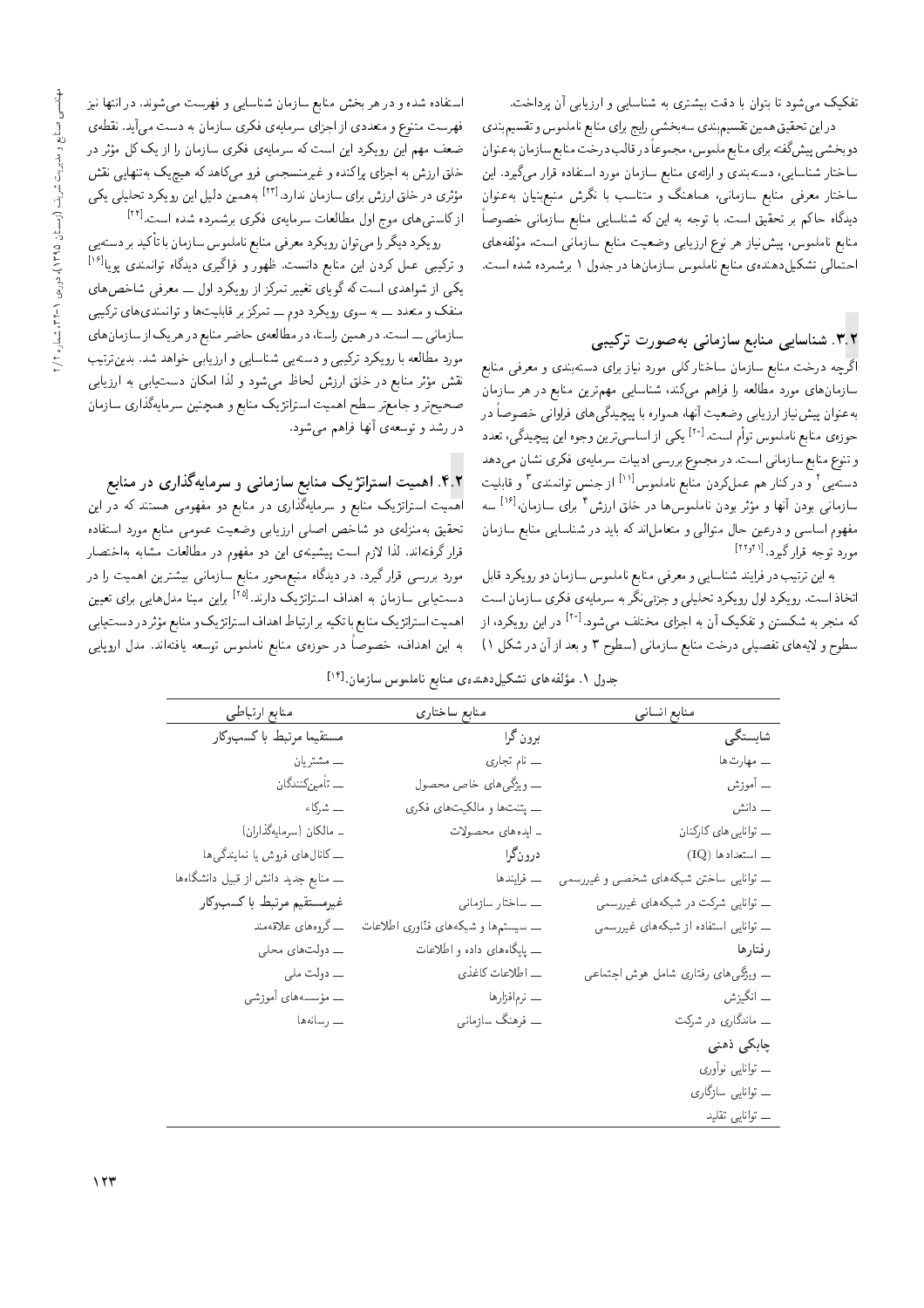تفکیک می‌شود تا بتوان با دقت بیشتری به شناسایی و ارزیابی آن پرداخت.

در این تحقیق همین تقسیم‌بندی سه‌بخشی رایج برای منابع ناملموس و تقسیم‌بندی دوبخشی پیش‌گفته برای منابع ملموس، مجموعاً در قالب درخت منابع سازمان به‌عنوان ساختار شناسایی، دسته‌بندی و ارائه‌ی منابع سازمان مورد استفاده قرار می‌گیرد. این ساختار معرفی منابع سازمانی، هماهنگ و متناسب با نگرش منبع‌بنیان به‌عنوان دیدگاه حاکم بر تحقیق است. با توجه به این که شناسایی منابع سازمانی خصوصاً منابع ناملموس، پیش‌نیاز هر نوع ارزیابی وضعیت منابع سازمانی است، مؤلفه‌های احتمالی تشکیل‌دهنده‌ی منابع ناملموس سازمان‌ها در جدول ۱ برشمرده شده است.

## ۳.۲. شناسایی منابع سازمانی به‌صورت ترکیبی

اگرچه درخت منابع سازمان ساختار کلی مورد نیاز برای دسته‌بندی و معرفی منابع سازمان‌های مورد مطالعه را فراهم می‌کند، شناسایی مهم‌ترین منابع در هر سازمان به‌عنوان پیش‌نیاز ارزیابی وضعیت آنها، همواره با پیچیدگی‌های فراوانی خصوصاً در حوزه‌ی منابع ناملموس توأم است.[20] یکی از اساسی‌ترین وجوه این پیچیدگی، تعدد و تنوع منابع سازمانی است. در مجموع بررسی ادبیات سرمایه‌ی فکری نشان می‌دهد دسته‌یی[۲] و در کنار هم عمل‌کردن منابع ناملموس[11] از جنس توانمندی[۳] و قابلیت سازمانی بودن آنها و مؤثر بودن ناملموس‌ها در خلق ارزش[۴] برای سازمان،[16] سه مفهوم اساسی و درعین حال متوالی و متعامل‌اند که باید در شناسایی منابع سازمان مورد توجه قرار گیرد.[21,22]

به این ترتیب در فرایند شناسایی و معرفی منابع ناملموس سازمان دو رویکرد قابل اتخاذ است. رویکرد اول رویکرد تحلیلی و جزئی‌نگر به سرمایه‌ی فکری سازمان است که منجر به شکستن و تفکیک آن به اجزای مختلف می‌شود.[20] در این رویکرد، از سطوح و لایه‌های تفصیلی درخت منابع سازمانی (سطوح ۳ و بعد از آن در شکل ۱) استفاده شده و در هر بخش منابع سازمان شناسایی و فهرست می‌شوند. در انتها نیز فهرست متنوع و متعددی از اجزای سرمایه‌ی فکری سازمان به دست می‌آید. نقطه‌ی ضعف مهم این رویکرد این است که سرمایه‌ی فکری سازمان را از یک کل مؤثر در خلق ارزش به اجزای پراکنده و غیرمنسجمی فرو می‌کاهد که هیچ‌یک به‌تنهایی نقش مؤثری در خلق ارزش برای سازمان ندارد.[23] به‌همین دلیل این رویکرد تحلیلی یکی از کاستی‌های موج اول مطالعات سرمایه‌ی فکری برشمرده شده است.[24]

رویکرد دیگر را می‌توان رویکرد معرفی منابع ناملموس سازمان با تأکید بر دسته‌یی و ترکیبی عمل کردن این منابع دانست. ظهور و فراگیری دیدگاه توانمندی پویا[16] یکی از شواهدی است که گویای تغییر تمرکز از رویکرد اول ـــ معرفی شاخص‌های منفک و متعدد ـــ به سوی رویکرد دوم ـــ تمرکز بر قابلیت‌ها و توانمندی‌های ترکیبی سازمانی ـــ است. در همین راستا، در مطالعه‌ی حاضر منابع در هر یک از سازمان‌های مورد مطالعه با رویکرد ترکیبی و دسته‌یی شناسایی و ارزیابی خواهد شد. بدین‌ترتیب نقش مؤثر منابع در خلق ارزش لحاظ می‌شود و لذا امکان دست‌یابی به ارزیابی صحیح‌تر و جامع‌تر سطح اهمیت استراتژیک منابع و همچنین سرمایه‌گذاری سازمان در رشد و توسعه‌ی آنها فراهم می‌شود.

## ۴.۲. اهمیت استراتژیک منابع سازمانی و سرمایه‌گذاری در منابع

اهمیت استراتژیک منابع و سرمایه‌گذاری در منابع دو مفهومی هستند که در این تحقیق به‌منزله‌ی دو شاخص اصلی ارزیابی وضعیت عمومی منابع مورد استفاده قرار گرفته‌اند. لذا لازم است پیشینه‌ی این دو مفهوم در مطالعات مشابه به‌اختصار مورد بررسی قرار گیرد. در دیدگاه منبع‌محور منابع سازمانی بیشترین اهمیت را در دست‌یابی سازمان به اهداف استراتژیک دارند.[25] براین مبنا مدل‌هایی برای تعیین اهمیت استراتژیک منابع با تکیه بر ارتباط اهداف استراتژیک و منابع مؤثر در دست‌یابی به این اهداف، خصوصاً در حوزه‌ی منابع ناملموس توسعه یافته‌اند. مدل اروپایی

جدول ۱. مؤلفه‌های تشکیل‌دهنده‌ی منابع ناملموس سازمان.[14]

| منابع انسانی | منابع ساختاری | منابع ارتباطی |
|---|---|---|
| **شایستگی** | **برون گرا** | **مستقیما مرتبط با کسب‌وکار** |
| ـــ مهارت‌ها | ـــ نام تجاری | ـــ مشتریان |
| ـــ آموزش | ـــ ویژگی‌های خاص محصول | ـــ تأمین‌کنندگان |
| ـــ دانش | ـــ پتنت‌ها و مالکیت‌های فکری | ـــ شرکاء |
| ـــ توانایی‌های کارکنان | ـ ایده‌های محصولات | ـ مالکان (سرمایه‌گذاران) |
| ـــ استعدادها (IQ) | **درون‌گرا** | ـــ کانال‌های فروش یا نمایندگی‌ها |
| ـــ توانایی ساختن شبکه‌های شخصی و غیررسمی | ـــ فرایندها | ـــ منابع جدید دانش از قبیل دانشگاه‌ها |
| ـــ توانایی شرکت در شبکه‌های غیررسمی | ـــ ساختار سازمانی | **غیرمستقیم مرتبط با کسب‌وکار** |
| ـــ توانایی استفاده از شبکه‌های غیررسمی | ـــ سیستم‌ها و شبکه‌های فنّاوری اطلاعات | ـــ گروه‌های علاقه‌مند |
| **رفتارها** | ـــ پایگاه‌های داده و اطلاعات | ـــ دولت‌های محلی |
| ـــ ویژگی‌های رفتاری شامل هوش اجتماعی | ـــ اطلاعات کاغذی | ـــ دولت ملی |
| ـــ انگیزش | ـــ نرم‌افزارها | ـــ مؤسسه‌های آموزشی |
| ـــ ماندگاری در شرکت | ـــ فرهنگ سازمانی | ـــ رسانه‌ها |
| **چابکی ذهنی** | | |
| ـــ توانایی نوآوری | | |
| ـــ توانایی سازگاری | | |
| ـــ توانایی تقلید | | |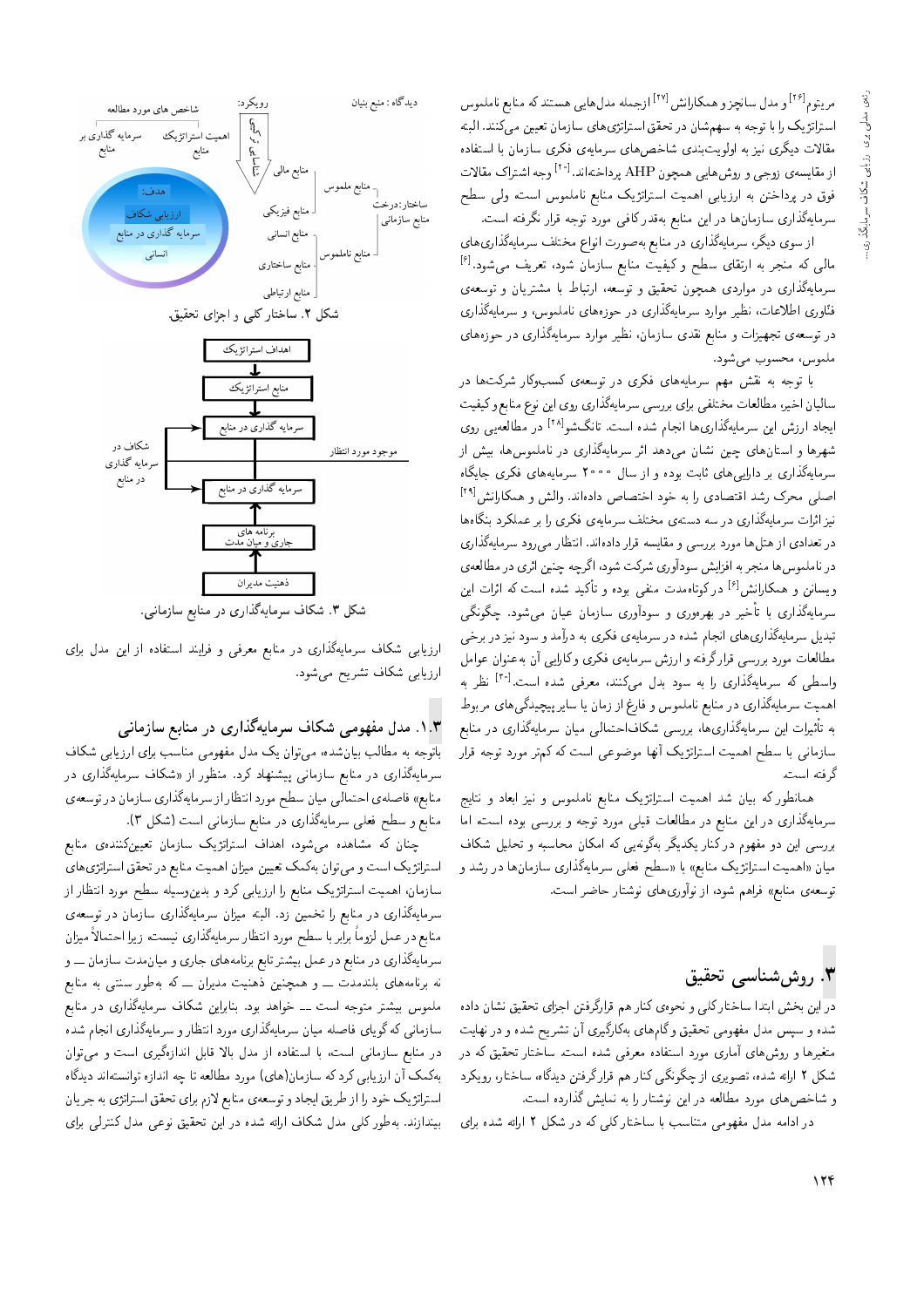مریتوم[۲۶] و مدل سانچز و همکارانش[۲۷] ازجمله مدل‌هایی هستند که منابع ناملموس استراتژیک را با توجه به سهم‌شان در تحقق استراتژی‌های سازمان تعیین می‌کنند. البته مقالات دیگری نیز به اولویت‌بندی شاخص‌های سرمایه‌ی فکری سازمان با استفاده از مقایسه‌ی زوجی و روش‌هایی همچون AHP پرداخته‌اند.[۳۰] وجه اشتراک مقالات فوق در پرداختن به ارزیابی اهمیت استراتژیک منابع ناملموس است ولی سطح سرمایه‌گذاری سازمان‌ها در این منابع به‌قدرکافی مورد توجه قرار نگرفته است.

از سوی دیگر، سرمایه‌گذاری در منابع به‌صورت انواع مختلف سرمایه‌گذاری‌های مالی که منجر به ارتقای سطح و کیفیت منابع سازمان شود، تعریف می‌شود.[۶] سرمایه‌گذاری در مواردی همچون تحقیق و توسعه، ارتباط با مشتریان و توسعه‌ی فناوری اطلاعات، نظیر موارد سرمایه‌گذاری در حوزه‌های ناملموس، و سرمایه‌گذاری در توسعه‌ی تجهیزات و منابع نقدی سازمان، نظیر موارد سرمایه‌گذاری در حوزه‌های ملموس، محسوب می‌شود.

با توجه به نقش مهم سرمایه‌های فکری در توسعه‌ی کسب‌وکار شرکت‌ها در سالیان اخیر، مطالعات مختلفی برای بررسی سرمایه‌گذاری روی این نوع منابع و کیفیت ایجاد ارزش این سرمایه‌گذاری‌ها انجام شده است. تانگشو[۲۸] در مطالعه‌یی روی شهرها و استان‌های چین نشان می‌دهد اثر سرمایه‌گذاری در ناملموس‌ها، بیش از سرمایه‌گذاری بر دارایی‌های ثابت بوده و از سال ۲۰۰۰ سرمایه‌های فکری جایگاه اصلی محرک رشد اقتصادی را به خود اختصاص داده‌اند. والش و همکارانش[۲۹] نیز اثرات سرمایه‌گذاری در سه دسته‌ی مختلف سرمایه‌ی فکری را بر عملکرد بنگاه‌ها در تعدادی از هتل‌ها مورد بررسی و مقایسه قرار داده‌اند. انتظار می‌رود سرمایه‌گذاری در ناملموس‌ها منجر به افزایش سودآوری شرکت شود، اگرچه چنین اثری در مطالعه‌ی ویسانن و همکارانش[۶] در کوتاه‌مدت منفی بوده و تأکید شده است که اثرات این سرمایه‌گذاری با تأخیر در بهره‌وری و سودآوری سازمان عیان می‌شود. چگونگی تبدیل سرمایه‌گذاری‌های انجام شده در سرمایه‌ی فکری به درآمد و سود نیز در برخی مطالعات مورد بررسی قرارگرفته و ارزش سرمایه‌ی فکری و کارایی آن به‌عنوان عوامل واسطی که سرمایه‌گذاری را به سود بدل می‌کنند، معرفی شده است.[۳۰] نظر به اهمیت سرمایه‌گذاری در منابع ناملموس و فارغ از زمان یا سایر پیچیدگی‌های مربوط به تأثیرات این سرمایه‌گذاری‌ها، بررسی شکاف‌احتمالی میان سرمایه‌گذاری در منابع سازمانی با سطح اهمیت استراتژیک آنها موضوعی است که کمتر مورد توجه قرار گرفته است.

همانطور که بیان شد اهمیت استراتژیک منابع ناملموس و نیز ابعاد و نتایج سرمایه‌گذاری در این منابع در مطالعات قبلی مورد توجه و بررسی بوده است اما بررسی این دو مفهوم در کنار یکدیگر به‌گونه‌یی که امکان محاسبه و تحلیل شکاف میان «اهمیت استراتژیک منابع» با «سطح فعلی سرمایه‌گذاری سازمان‌ها در رشد و توسعه‌ی منابع» فراهم شود، از نوآوری‌های نوشتار حاضر است.

## ۳. روش‌شناسی تحقیق

در این بخش ابتدا ساختار کلی و نحوه‌ی کنار هم قرارگرفتن اجزای تحقیق نشان داده شده و سپس مدل مفهومی تحقیق و گام‌های به‌کارگیری آن تشریح شده و در نهایت متغیرها و روش‌های آماری مورد استفاده معرفی شده است. ساختار تحقیق که در شکل ۲ ارائه شده، تصویری از چگونگی کنار هم قرارگرفتن دیدگاه، ساختار، رویکرد و شاخص‌های مورد مطالعه در این نوشتار را به نمایش گذارده است.

در ادامه مدل مفهومی متناسب با ساختار کلی که در شکل ۲ ارائه شده برای

دیدگاه: منبع بنیان — رویکرد: — شاخص‌های مورد مطالعه: اهمیت استراتژیک منابع، سرمایه گذاری بر منابع — ساختار: درخت منابع سازمانی — منابع ملموس: منابع مالی، منابع فیزیکی — منابع ناملموس: منابع انسانی، منابع ساختاری، منابع ارتباطی — هدف: ارزیابی شکاف سرمایه گذاری در منابع انسانی

شکل ۲. ساختار کلی و اجزای تحقیق.

اهداف استراتژیک ← منابع استراتژیک ← سرمایه گذاری در منابع (موجود مورد انتظار) — شکاف در سرمایه گذاری در منابع — سرمایه گذاری در منابع ← برنامه های جاری و میان مدت ← ذهنیت مدیران

شکل ۳. شکاف سرمایه‌گذاری در منابع سازمانی.

ارزیابی شکاف سرمایه‌گذاری در منابع معرفی و فرایند استفاده از این مدل برای ارزیابی شکاف تشریح می‌شود.

### ۱.۳. مدل مفهومی شکاف سرمایه‌گذاری در منابع سازمانی

باتوجه به مطالب بیان‌شده، می‌توان یک مدل مفهومی مناسب برای ارزیابی شکاف سرمایه‌گذاری در منابع سازمانی پیشنهاد کرد. منظور از «شکاف سرمایه‌گذاری در منابع» فاصله‌ی احتمالی میان سطح مورد انتظار از سرمایه‌گذاری سازمان در توسعه‌ی منابع و سطح فعلی سرمایه‌گذاری در منابع سازمانی است (شکل ۳).

چنان که مشاهده می‌شود، اهداف استراتژیک سازمان تعیین‌کننده‌ی منابع استراتژیک است و می‌توان به‌کمک تعیین میزان اهمیت منابع در تحقق استراتژی‌های سازمان، اهمیت استراتژیک منابع را ارزیابی کرد و بدین‌وسیله سطح مورد انتظار از سرمایه‌گذاری در منابع را تخمین زد. البته میزان سرمایه‌گذاری سازمان در توسعه‌ی منابع در عمل لزوماً برابر با سطح مورد انتظار سرمایه‌گذاری نیست، زیرا احتمالاً میزان سرمایه‌گذاری در منابع در عمل بیشتر تابع برنامه‌های جاری و میان‌مدت سازمان ــ و نه برنامه‌های بلندمدت ــ و همچنین ذهنیت مدیران ــ که به‌طور سنتی به منابع ملموس بیشتر متوجه است ــ خواهد بود. بنابراین شکاف سرمایه‌گذاری در منابع سازمانی که گویای فاصله میان سرمایه‌گذاری مورد انتظار و سرمایه‌گذاری انجام شده در منابع سازمانی است، با استفاده از مدل بالا قابل اندازه‌گیری است و می‌توان به‌کمک آن ارزیابی کرد که سازمان(های) مورد مطالعه تا چه اندازه توانسته‌اند دیدگاه استراتژیک خود را از طریق ایجاد و توسعه‌ی منابع لازم برای تحقق استراتژی به جریان بیندازند. به‌طور کلی مدل شکاف ارائه شده در این تحقیق نوعی مدل کنترلی برای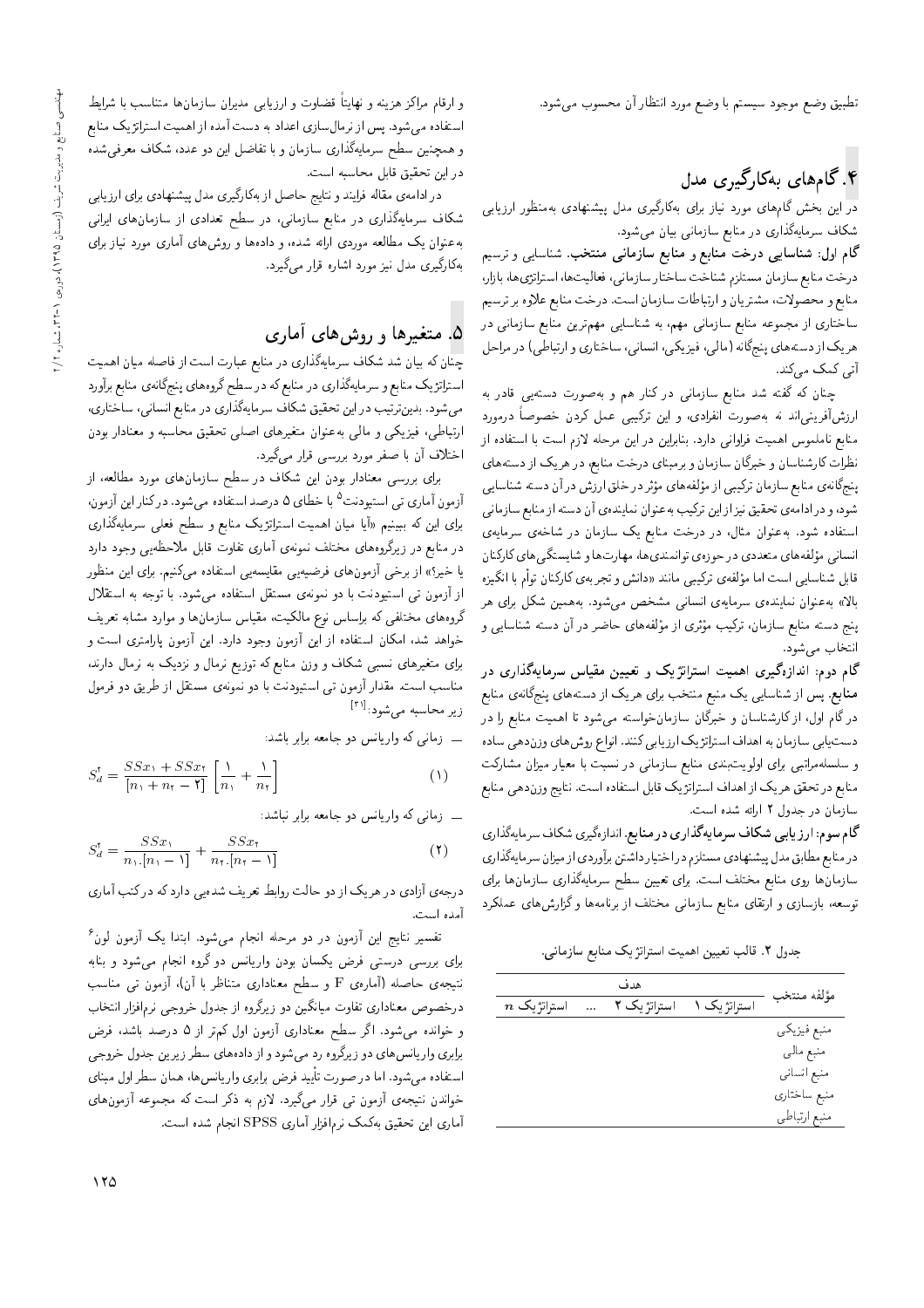تطبیق وضع موجود سیستم با وضع مورد انتظار آن محسوب می‌شود.

## ۴. گام‌های به‌کارگیری مدل

در این بخش گام‌های مورد نیاز برای به‌کارگیری مدل پیشنهادی به‌منظور ارزیابی شکاف سرمایه‌گذاری در منابع سازمانی بیان می‌شود.

**گام اول: شناسایی درخت منابع و منابع سازمانی منتخب.** شناسایی و ترسیم درخت منابع سازمان مستلزم شناخت ساختار سازمانی، فعالیت‌ها، استراتژی‌ها، بازار، منابع و محصولات، مشتریان و ارتباطات سازمان است. درخت منابع علاوه بر ترسیم ساختاری از مجموعه منابع سازمانی مهم، به شناسایی مهم‌ترین منابع سازمانی در هر یک از دسته‌های پنج‌گانه (مالی، فیزیکی، انسانی، ساختاری و ارتباطی) در مراحل آتی کمک می‌کند.

چنان که گفته شد منابع سازمانی در کنار هم و به‌صورت دسته‌یی قادر به ارزش‌آفرینی‌اند نه به‌صورت انفرادی، و این ترکیبی عمل کردن خصوصاً درمورد منابع ناملموس اهمیت فراوانی دارد. بنابراین در این مرحله لازم است با استفاده از نظرات کارشناسان و خبرگان سازمان و برمبنای درخت منابع، در هریک از دسته‌های پنج‌گانه‌ی منابع سازمان ترکیبی از مؤلفه‌های مؤثر در خلق ارزش در آن دسته شناسایی شود، و در ادامه‌ی تحقیق نیز از این ترکیب به‌عنوان نماینده‌ی آن دسته از منابع سازمانی استفاده شود. به‌عنوان مثال، در درخت منابع یک سازمان در شاخه‌ی سرمایه‌ی انسانی مؤلفه‌های متعددی در حوزه‌ی توانمندی‌ها، مهارت‌ها و شایستگی‌های کارکنان قابل شناسایی است اما مؤلفه‌ی ترکیبی مانند «دانش و تجربه‌ی کارکنان توأم با انگیزه بالا» به‌عنوان نماینده‌ی سرمایه‌ی انسانی مشخص می‌شود. به‌همین شکل برای هر پنج دسته منابع سازمان، ترکیب مؤثری از مؤلفه‌های حاضر در آن دسته شناسایی و انتخاب می‌شود.

**گام دوم: اندازه‌گیری اهمیت استراتژیک و تعیین مقیاس سرمایه‌گذاری در منابع.** پس از شناسایی یک منبع منتخب برای هر یک از دسته‌های پنج‌گانه‌ی منابع در گام اول، از کارشناسان و خبرگان سازمان‌خواسته می‌شود تا اهمیت منابع را در دست‌یابی سازمان به اهداف استراتژیک ارزیابی کنند. انواع روش‌های وزن‌دهی ساده و سلسله‌مراتبی برای اولویت‌بندی منابع سازمانی در نسبت با معیار میزان مشارکت منابع در تحقق هر یک از اهداف استراتژیک قابل استفاده است. نتایج وزن‌دهی منابع سازمان در جدول ۲ ارائه شده است.

**گام سوم: ارزیابی شکاف سرمایه‌گذاری در منابع.** اندازه‌گیری شکاف سرمایه‌گذاری در منابع مطابق مدل پیشنهادی مستلزم دراختیار داشتن برآوردی از میزان سرمایه‌گذاری سازمان‌ها روی منابع مختلف است. برای تعیین سطح سرمایه‌گذاری سازمان‌ها برای توسعه، بازسازی و ارتقای منابع سازمانی مختلف از برنامه‌ها و گزارش‌های عملکرد

جدول ۲. قالب تعیین اهمیت استراتژیک منابع سازمانی.

| مؤلفه منتخب | هدف | | | |
|---|---|---|---|---|
| | استراتژیک ۱ | استراتژیک ۲ | ... | استراتژیک $n$ |
| منبع فیزیکی | | | | |
| منبع مالی | | | | |
| منبع انسانی | | | | |
| منبع ساختاری | | | | |
| منبع ارتباطی | | | | |

و ارقام مراکز هزینه و نهایتاً قضاوت و ارزیابی مدیران سازمان‌ها متناسب با شرایط استفاده می‌شود. پس از نرمال‌سازی اعداد به دست آمده از اهمیت استراتژیک منابع و همچنین سطح سرمایه‌گذاری سازمان و با تفاضل این دو عدد، شکاف معرفی‌شده در این تحقیق قابل محاسبه است.

در ادامه‌ی مقاله فرایند و نتایج حاصل از به‌کارگیری مدل پیشنهادی برای ارزیابی شکاف سرمایه‌گذاری در منابع سازمانی، در سطح تعدادی از سازمان‌های ایرانی به‌عنوان یک مطالعه موردی ارائه شده، و داده‌ها و روش‌های آماری مورد نیاز برای به‌کارگیری مدل نیز مورد اشاره قرار می‌گیرد.

## ۵. متغیرها و روش‌های آماری

چنان که بیان شد شکاف سرمایه‌گذاری در منابع عبارت است از فاصله میان اهمیت استراتژیک منابع و سرمایه‌گذاری در منابع که در سطح گروه‌های پنج‌گانه‌ی منابع برآورد می‌شود. بدین‌ترتیب در این تحقیق شکاف سرمایه‌گذاری در منابع انسانی، ساختاری، ارتباطی، فیزیکی و مالی به‌عنوان متغیرهای اصلی تحقیق محاسبه و معنادار بودن اختلاف آن با صفر مورد بررسی قرار می‌گیرد.

برای بررسی معنادار بودن این شکاف در سطح سازمان‌های مورد مطالعه، از آزمون آماری تی استیودنت[۵] با خطای ۵ درصد استفاده می‌شود. درکنار این آزمون، برای این که ببینیم «آیا میان اهمیت استراتژیک منابع و سطح فعلی سرمایه‌گذاری در منابع در زیرگروه‌های مختلف نمونه‌ی آماری تفاوت قابل ملاحظه‌یی وجود دارد یا خیر؟» از برخی آزمون‌های فرضیه‌یی مقایسه‌یی استفاده می‌کنیم. برای این منظور از آزمون تی استیودنت با دو نمونه‌ی مستقل استفاده می‌شود. با توجه به استقلال گروه‌های مختلفی که براساس نوع مالکیت، مقیاس سازمان‌ها و موارد مشابه تعریف خواهد شد، امکان استفاده از این آزمون وجود دارد. این آزمون پارامتری است و برای متغیرهای نسبی شکاف و وزن منابع که توزیع نرمال و نزدیک به نرمال دارند، مناسب است. مقدار آزمون تی استیودنت با دو نمونه‌ی مستقل از طریق دو فرمول زیر محاسبه می‌شود:[۳۱]

— زمانی که واریانس دو جامعه برابر باشد:

$$S_d^2 = \frac{SSx_1 + SSx_2}{[n_1 + n_2 - 2]}\left[\frac{1}{n_1} + \frac{1}{n_2}\right] \qquad (1)$$

— زمانی که واریانس دو جامعه برابر نباشد:

$$S_d^2 = \frac{SSx_1}{n_1.[n_1 - 1]} + \frac{SSx_2}{n_2.[n_2 - 1]} \qquad (2)$$

درجه‌ی آزادی در هر یک از دو حالت روابط تعریف شده‌یی دارد که در کتب آماری آمده است.

تفسیر نتایج این آزمون در دو مرحله انجام می‌شود. ابتدا یک آزمون لون[۶] برای بررسی درستی فرض یکسان بودن واریانس دو گروه انجام می‌شود و بنابه نتیجه‌ی حاصله (آماره‌ی F و سطح معناداری متناظر با آن)، آزمون تی مناسب درخصوص معناداری تفاوت میانگین دو زیرگروه از جدول خروجی نرم‌افزار انتخاب و خوانده می‌شود. اگر سطح معناداری آزمون اول کم‌تر از ۵ درصد باشد، فرض برابری واریانس‌های دو زیرگروه رد می‌شود و از داده‌های سطر زیرین جدول خروجی استفاده می‌شود. اما در صورت تأیید فرض برابری واریانس‌ها، همان سطر اول مبنای خواندن نتیجه‌ی آزمون تی قرار می‌گیرد. لازم به ذکر است که مجموعه آزمون‌های آماری این تحقیق به‌کمک نرم‌افزار آماری SPSS انجام شده است.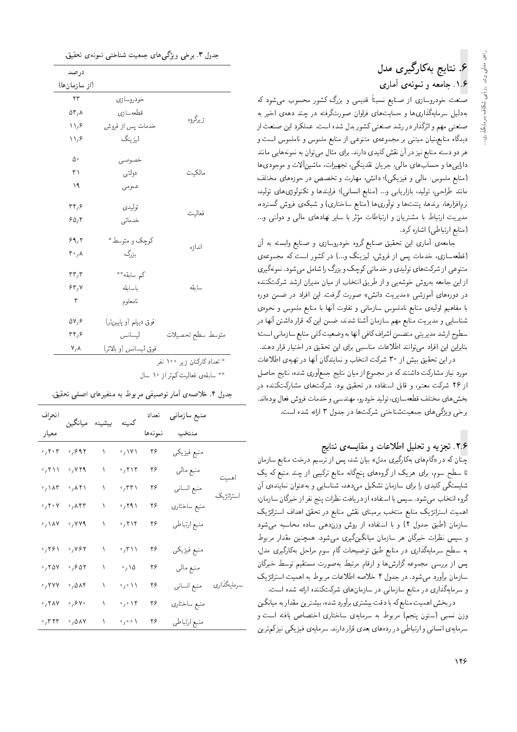## ۶. نتایج به‌کارگیری مدل

### ۱.۶. جامعه و نمونه‌ی آماری

صنعت خودروسازی از صنایع نسبتاً قدیمی و بزرگ کشور محسوب می‌شود که به‌دلیل سرمایه‌گذاری‌ها و حمایت‌های فراوان صورت‌گرفته در چند دهه‌ی اخیر به صنعتی مهم و اثرگذار در رشد صنعتی کشور بدل شده است. عملکرد این صنعت از دیدگاه منابع‌بنیان مبتنی بر مجموعه‌ی متنوعی از منابع ملموس و ناملموس است و هر دو دسته منابع نیز در آن نقش کلیدی دارند. برای مثال می‌توان به نمونه‌هایی مانند دارایی‌ها و حساب‌های مالی، جریان نقدینگی، تجهیزات، ماشین‌آلات و موجودی‌ها (منابع ملموس: مالی و فیزیکی)؛ دانش، مهارت و تخصص در حوزه‌های مختلف مانند طراحی، تولید، بازاریابی و... (منابع انسانی)؛ فرایندها و تکنولوژی‌های تولید، نرم‌افزارها، برندها، پتنت‌ها و نوآوری‌ها (منابع ساختاری) و شبکه‌ی فروش گسترده، مدیریت ارتباط با مشتریان و ارتباطات مؤثر با سایر نهادهای مالی و دولتی و... (منابع ارتباطی) اشاره کرد.

جامعه‌ی آماری این تحقیق صنایع گروه خودروسازی و صنایع وابسته به آن (قطعه‌سازی، خدمات پس از فروش، لیزینگ و...) در کشور است که مجموعه‌ی متنوعی از شرکت‌های تولیدی و خدماتی کوچک و بزرگ را شامل می‌شود. نمونه‌گیری از این جامعه به‌روش خوشه‌یی و از طریق انتخاب از میان مدیران ارشد شرکت‌کننده در دوره‌های آموزشی «مدیریت دانش» صورت گرفت. این افراد در ضمن دوره با مفاهیم اولیه‌ی منابع ناملموس سازمانی و تفاوت آنها با منابع ملموس و نحوه‌ی شناسایی و مدیریت منابع مهم سازمان آشنا شدند، ضمن این که قرار داشتن آنها در سطوح ارشد مدیریتی متضمن اشراف کافی آنها به وضعیت کلی منابع سازمانی است؛ بنابراین این افراد می‌توانند اطلاعات مناسبی برای این تحقیق در اختیار قرار دهند.

در این تحقیق بیش از ۳۰ شرکت انتخاب و نمایندگان آنها در تهیه‌ی اطلاعات مورد نیاز مشارکت داشتند که در مجموع از میان نتایج جمع‌آوری شده، نتایج حاصل از ۲۶ شرکت معتبر و قابل استفاده در تحقیق بود. شرکت‌های مشارکت‌کننده در بخش‌های مختلف قطعه‌سازی، تولید خودرو، مهندسی و خدمات فروش فعال بوده‌اند. برخی ویژگی‌های جمعیت‌شناختی شرکت‌ها در جدول ۳ ارائه شده است.

جدول ۳. برخی ویژگی‌های جمعیت شناختی نمونه‌ی تحقیق.

| | | درصد (از سازمان‌ها) |
|---|---|---|
| زیرگروه | خودروسازی | ۲۳ |
| | قطعه‌سازی | ۵۳٫۸ |
| | خدمات پس از فروش | ۱۱٫۶ |
| | لیزینگ | ۱۱٫۶ |
| مالکیت | خصوصی | ۵۰ |
| | دولتی | ۳۱ |
| | عمومی | ۱۹ |
| فعالیت | تولیدی | ۳۴٫۶ |
| | خدماتی | ۶۵٫۴ |
| اندازه | کوچک و متوسط* | ۶۹٫۲ |
| | بزرگ | ۳۰٫۸ |
| سابقه | کم سابقه** | ۳۳٫۳ |
| | باسابقه | ۶۳٫۷ |
| | نامعلوم | ۳ |
| متوسط سطح تحصیلات | فوق دیپلم (و پایین‌تر) | ۵۷٫۶ |
| | لیسانس | ۳۴٫۶ |
| | فوق لیسانس (و بالاتر) | ۷٫۸ |

\* تعداد کارکنان زیر ۱۰۰ نفر

\*\* سابقه‌ی فعالیت کم‌تر از ۱۰ سال

### ۲.۶. تجزیه و تحلیل اطلاعات و مقایسه‌ی نتایج

چنان که در «گام‌های به‌کارگیری مدل» بیان شد، پس از ترسیم درخت منابع سازمان تا سطح سوم، برای هریک از گروه‌های پنج‌گانه منابع ترکیبی از چند منبع که یک شایستگی کلیدی را برای سازمان تشکیل می‌دهد، شناسایی و به‌عنوان نماینده‌ی آن گروه انتخاب می‌شود. سپس با استفاده از دریافت نظرات پنج نفر از خبرگان سازمان، اهمیت استراتژیک منابع منتخب برمبنای نقش منابع در تحقق اهداف استراتژیک سازمان (طبق جدول ۲) و با استفاده از روش وزن‌دهی ساده محاسبه می‌شود و سپس نظرات خبرگان هر سازمان میانگین‌گیری می‌شود. همچنین مقدار مربوط به سطح سرمایه‌گذاری در منابع طبق توضیحات گام سوم مراحل به‌کارگیری مدل، پس از بررسی مجموعه گزارش‌ها و ارقام مرتبط به‌صورت مستقیم توسط خبرگان سازمان برآورد می‌شود. در جدول ۴ خلاصه اطلاعات مربوط به اهمیت استراتژیک و سرمایه‌گذاری در منابع سازمانی در سازمان‌های شرکت‌کننده ارائه شده است.

در بخش اهمیت منابع که با دقت بیشتری برآورد شده، بیشترین مقدار به میانگین وزن نسبی (ستون پنجم) مربوط به سرمایه‌ی ساختاری اختصاص یافته است و سرمایه‌ی انسانی و ارتباطی در رده‌های بعدی قرار دارند. سرمایه‌ی فیزیکی نیز کم‌ترین

جدول ۴. خلاصه‌ی آمار توصیفی مربوط به متغیرهای اصلی تحقیق.

| | منبع سازمانی منتخب | تعداد نمونه‌ها | کمینه | بیشینه | میانگین | انحراف معیار |
|---|---|---|---|---|---|---|
| اهمیت استراتژیک | منبع فیزیکی | ۲۶ | ۰٫۱۷۱ | ۱ | ۰٫۶۹۲ | ۰٫۲۰۳ |
| | منبع مالی | ۲۶ | ۰٫۲۱۲ | ۱ | ۰٫۷۲۹ | ۰٫۲۱۱ |
| | منبع انسانی | ۲۶ | ۰٫۳۳۱ | ۱ | ۰٫۸۲۱ | ۰٫۱۸۳ |
| | منبع ساختاری | ۲۶ | ۰٫۲۹۱ | ۱ | ۰٫۸۴۳ | ۰٫۲۰۷ |
| | منبع ارتباطی | ۲۶ | ۰٫۲۱۴ | ۱ | ۰٫۷۷۹ | ۰٫۱۸۷ |
| سرمایه‌گذاری | منبع فیزیکی | ۲۶ | ۰٫۳۱۱ | ۱ | ۰٫۷۶۲ | ۰٫۲۶۱ |
| | منبع مالی | ۲۶ | ۰٫۱۵ | ۱ | ۰٫۶۵۲ | ۰٫۲۵۷ |
| | منبع انسانی | ۲۶ | ۰٫۰۱۱ | ۱ | ۰٫۵۸۴ | ۰٫۲۷۷ |
| | منبع ساختاری | ۲۶ | ۰٫۰۱۲ | ۱ | ۰٫۶۷۰ | ۰٫۲۸۷ |
| | منبع ارتباطی | ۲۶ | ۰٫۰۰۱ | ۱ | ۰٫۵۸۷ | ۰٫۳۲۳ |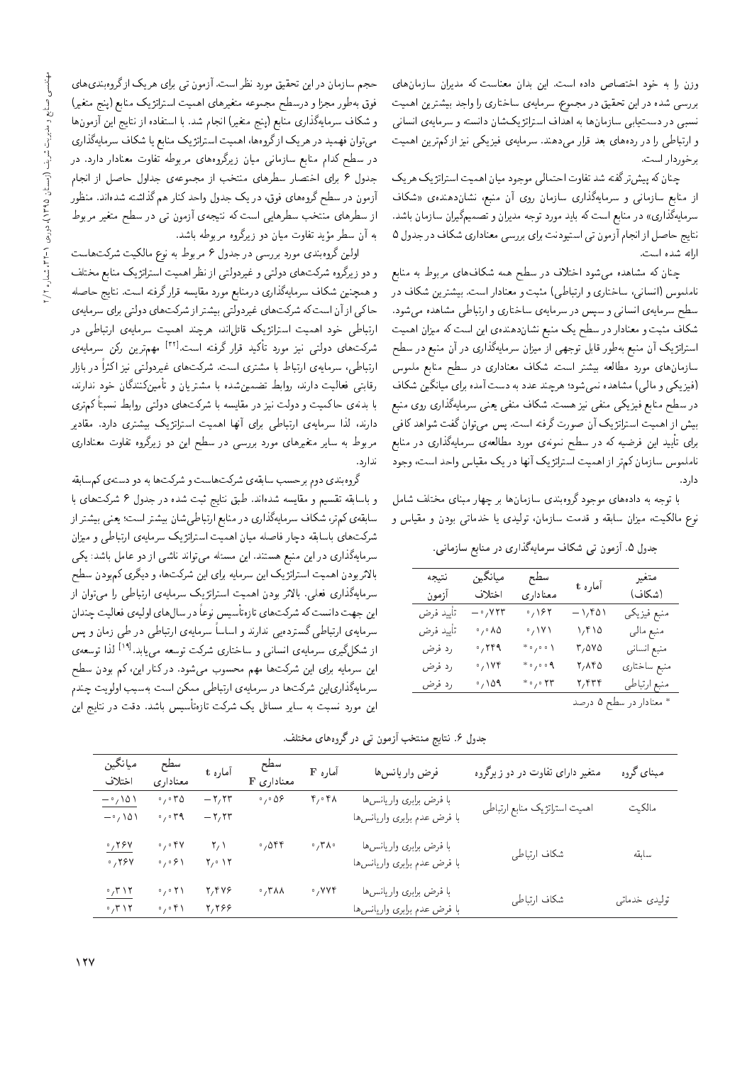وزن را به خود اختصاص داده است. این بدان معناست که مدیران سازمان‌های بررسی شده در این تحقیق در مجموع، سرمایه‌ی ساختاری را واجد بیشترین اهمیت نسبی در دستیابی سازمان‌ها به اهداف استراتژیک‌شان دانسته و سرمایه‌ی انسانی و ارتباطی را در رده‌های بعد قرار می‌دهند. سرمایه‌ی فیزیکی نیز از کم‌ترین اهمیت برخوردار است.

چنان که پیش‌تر گفته شد تفاوت احتمالی موجود میان اهمیت استراتژیک هر یک از منابع سازمانی و سرمایه‌گذاری سازمان روی آن منبع، نشان‌دهنده‌ی «شکاف سرمایه‌گذاری» در منابع است که باید مورد توجه مدیران و تصمیم‌گیران سازمان باشد. نتایج حاصل از انجام آزمون تی استیودنت برای بررسی معناداری شکاف در جدول ۵ ارائه شده است.

چنان که مشاهده می‌شود اختلاف در سطح همه شکاف‌های مربوط به منابع ناملموس (انسانی، ساختاری و ارتباطی) مثبت و معنادار است. بیشترین شکاف در سطح سرمایه‌ی انسانی و سپس در سرمایه‌ی ساختاری و ارتباطی مشاهده می‌شود. شکاف مثبت و معنادار در سطح یک منبع نشان‌دهنده‌ی این است که میزان اهمیت استراتژیک آن منبع به‌طور قابل توجهی از میزان سرمایه‌گذاری در آن منبع در سطح سازمان‌های مورد مطالعه بیشتر است. شکاف معناداری در سطح منابع ملموس (فیزیکی و مالی) مشاهده نمی‌شود؛ هرچند عدد به دست آمده برای میانگین شکاف در سطح منابع فیزیکی منفی نیز هست. شکاف منفی یعنی سرمایه‌گذاری روی منبع بیش از اهمیت استراتژیک آن صورت گرفته است. پس می‌توان گفت شواهد کافی برای تأیید این فرضیه که در سطح نمونه‌ی مورد مطالعه‌ی سرمایه‌گذاری در منابع ناملموس سازمان کم‌تر از اهمیت استراتژیک آنها در یک مقیاس واحد است، وجود دارد.

با توجه به داده‌های موجود گروه‌بندی سازمان‌ها بر چهار مبنای مختلف شامل نوع مالکیت، میزان سابقه و قدمت سازمان، تولیدی یا خدماتی بودن و مقیاس و

جدول ۵. آزمون تی شکاف سرمایه‌گذاری در منابع سازمانی.

| متغیر (شکاف) | آماره t | سطح معناداری | میانگین اختلاف | نتیجه آزمون |
|---|---|---|---|---|
| منبع فیزیکی | −۱٫۴۵۱ | ۰٫۱۶۲ | −۰٫۷۲۳ | تأیید فرض |
| منبع مالی | ۱٫۴۱۵ | ۰٫۱۷۱ | ۰٫۰۸۵ | تأیید فرض |
| منبع انسانی | ۳٫۵۷۵ | *۰٫۰۰۱ | ۰٫۲۴۹ | رد فرض |
| منبع ساختاری | ۲٫۸۴۵ | *۰٫۰۰۹ | ۰٫۱۷۴ | رد فرض |
| منبع ارتباطی | ۲٫۴۳۴ | *۰٫۰۲۳ | ۰٫۱۵۹ | رد فرض |

* معنادار در سطح ۵ درصد

حجم سازمان در این تحقیق مورد نظر است. آزمون تی برای هر یک از گروه‌بندی‌های فوق به‌طور مجزا و در سطح مجموعه متغیرهای اهمیت استراتژیک منابع (پنج متغیر) و شکاف سرمایه‌گذاری منابع (پنج متغیر) انجام شد. با استفاده از نتایج این آزمون‌ها می‌توان فهمید در هر یک از گروه‌ها، اهمیت استراتژیک منابع یا شکاف سرمایه‌گذاری در سطح کدام منابع سازمانی میان زیرگروه‌های مربوطه تفاوت معنادار دارد. در جدول ۶ برای اختصار سطرهای منتخب از مجموعه‌ی جداول حاصل از انجام آزمون در سطح گروه‌های فوق، در یک جدول واحد کنار هم گذاشته شده‌اند. منظور از سطرهای منتخب سطرهایی است که نتیجه‌ی آزمون تی در سطح متغیر مربوط به آن سطر مؤید تفاوت میان دو زیرگروه مربوطه باشد.

اولین گروه‌بندی مورد بررسی در جدول ۶ مربوط به نوع مالکیت شرکت‌هاست و دو زیرگروه شرکت‌های دولتی و غیردولتی از نظر اهمیت استراتژیک منابع مختلف و همچنین شکاف سرمایه‌گذاری درمنابع مورد مقایسه قرار گرفته است. نتایج حاصله حاکی از آن است که شرکت‌های غیردولتی بیشتر از شرکت‌های دولتی برای سرمایه‌ی ارتباطی خود اهمیت استراتژیک قائل‌اند، هرچند اهمیت سرمایه‌ی ارتباطی در شرکت‌های دولتی نیز مورد تأکید قرار گرفته است.[۳۲] مهم‌ترین رکن سرمایه‌ی ارتباطی، سرمایه‌ی ارتباط با مشتری است. شرکت‌های غیردولتی نیز اکثراً در بازار رقابتی فعالیت دارند، روابط تضمین‌شده با مشتریان و تأمین‌کنندگان خود ندارند، با بدنه‌ی حاکمیت و دولت نیز در مقایسه با شرکت‌های دولتی روابط نسبتاً کم‌تری دارند، لذا سرمایه‌ی ارتباطی برای آنها اهمیت استراتژیک بیشتری دارد. مقادیر مربوط به سایر متغیرهای مورد بررسی در سطح این دو زیرگروه تفاوت معناداری ندارد.

گروه‌بندی دوم برحسب سابقه‌ی شرکت‌هاست و شرکت‌ها به دو دسته‌ی کم‌سابقه و باسابقه تقسیم و مقایسه شده‌اند. طبق نتایج ثبت شده در جدول ۶ شرکت‌های با سابقه‌ی کم‌تر، شکاف سرمایه‌گذاری در منابع ارتباطی‌شان بیشتر است؛ یعنی بیشتر از شرکت‌های باسابقه دچار فاصله میان اهمیت استراتژیک سرمایه‌ی ارتباطی و میزان سرمایه‌گذاری در این منبع هستند. این مسئله می‌تواند ناشی از دو عامل باشد: یکی بالاتر بودن اهمیت استراتژیک این سرمایه برای این شرکت‌ها، و دیگری کم‌بودن سطح سرمایه‌گذاری فعلی. بالاتر بودن اهمیت استراتژیک سرمایه‌ی ارتباطی را می‌توان از این جهت دانست که شرکت‌های تازه‌تأسیس نوعاً در سال‌های اولیه‌ی فعالیت چندان سرمایه‌ی ارتباطی گسترده‌یی ندارند و اساساً سرمایه‌ی ارتباطی در طی زمان و پس از شکل‌گیری سرمایه‌ی انسانی و ساختاری شرکت توسعه می‌یابد.[۱۹] لذا توسعه‌ی این سرمایه برای این شرکت‌ها مهم محسوب می‌شود. در کنار این، کم بودن سطح سرمایه‌گذاری‌این شرکت‌ها در سرمایه‌ی ارتباطی ممکن است به‌سبب اولویت چندم این مورد نسبت به سایر مسائل یک شرکت تازه‌تأسیس باشد. دقت در نتایج این

جدول ۶. نتایج منتخب آزمون تی در گروه‌های مختلف.

| مبنای گروه | متغیر دارای تفاوت در دو زیرگروه | فرض واریانس‌ها | آماره F | سطح معناداری F | آماره t | سطح معناداری | میانگین اختلاف |
|---|---|---|---|---|---|---|---|
| مالکیت | اهمیت استراتژیک منابع ارتباطی | با فرض برابری واریانس‌ها | ۴٫۰۴۸ | ۰٫۰۵۶ | −۲٫۲۳ | ۰٫۰۳۵ | −۰٫۱۵۱ |
| | | با فرض عدم برابری واریانس‌ها | | | −۲٫۲۳ | ۰٫۰۳۹ | −۰٫۱۵۱ |
| سابقه | شکاف ارتباطی | با فرض برابری واریانس‌ها | ۰٫۳۸۰ | ۰٫۵۴۴ | ۲٫۱ | ۰٫۰۴۷ | ۰٫۲۶۷ |
| | | با فرض عدم برابری واریانس‌ها | | | ۲٫۰۱۲ | ۰٫۰۶۱ | ۰٫۲۶۷ |
| تولیدی خدماتی | شکاف ارتباطی | با فرض برابری واریانس‌ها | ۰٫۷۷۴ | ۰٫۳۸۸ | ۲٫۴۷۶ | ۰٫۰۲۱ | ۰٫۳۱۲ |
| | | با فرض عدم برابری واریانس‌ها | | | ۲٫۲۶۶ | ۰٫۰۴۱ | ۰٫۳۱۲ |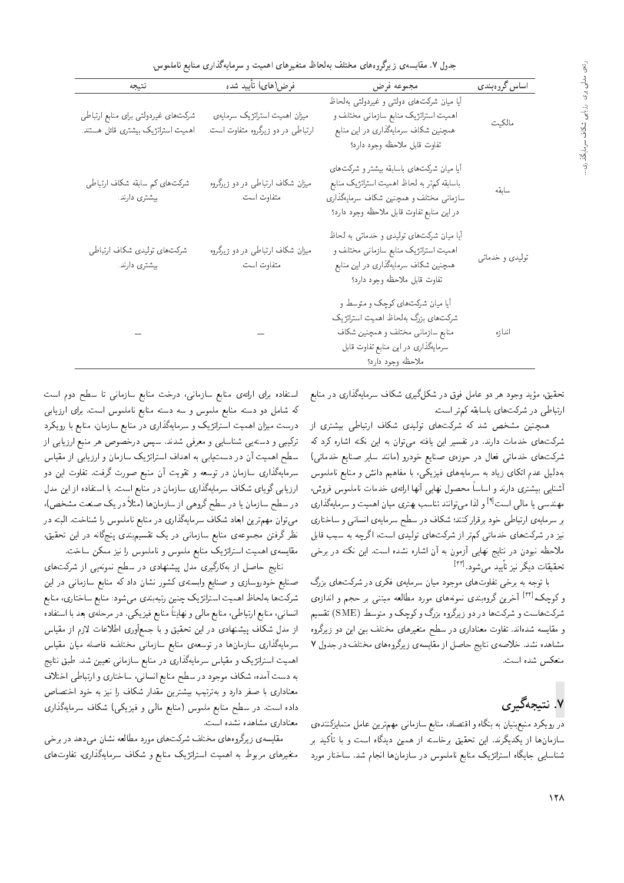جدول ۷. مقایسه‌ی زیرگروه‌های مختلف به‌لحاظ متغیرهای اهمیت و سرمایه‌گذاری منابع ناملموس.

| اساس گروه‌بندی | مجموعه فرض | فرض(های) تأیید شده | نتیجه |
|---|---|---|---|
| مالکیت | آیا میان شرکت‌های دولتی و غیردولتی به‌لحاظ اهمیت استراتژیک منابع سازمانی مختلف و همچنین شکاف سرمایه‌گذاری در این منابع تفاوت قابل ملاحظه وجود دارد؟ | میزان اهمیت استراتژیک سرمایه‌ی ارتباطی در دو زیرگروه متفاوت است. | شرکت‌های غیردولتی برای منابع ارتباطی اهمیت استراتژیک بیشتری قائل هستند. |
| سابقه | آیا میان شرکت‌های باسابقه بیشتر و شرکت‌های باسابقه کم‌تر به لحاظ اهمیت استراتژیک منابع سازمانی مختلف و همچنین شکاف سرمایه‌گذاری در این منابع تفاوت قابل ملاحظه وجود دارد؟ | میزان شکاف ارتباطی در دو زیرگروه متفاوت است. | شرکت‌های کم سابقه شکاف ارتباطی بیشتری دارند. |
| تولیدی و خدماتی | آیا میان شرکت‌های تولیدی و خدماتی به لحاظ اهمیت استراتژیک منابع سازمانی مختلف و همچنین شکاف سرمایه‌گذاری در این منابع تفاوت قابل ملاحظه وجود دارد؟ | میزان شکاف ارتباطی در دو زیرگروه متفاوت است. | شرکت‌های تولیدی شکاف ارتباطی بیشتری دارند. |
| اندازه | آیا میان شرکت‌های کوچک و متوسط و شرکت‌های بزرگ به‌لحاظ اهمیت استراتژیک منابع سازمانی مختلف و همچنین شکاف سرمایه‌گذاری در این منابع تفاوت قابل ملاحظه وجود دارد؟ | — | — |

تحقیق، مؤید وجود هر دو عامل فوق در شکل‌گیری شکاف سرمایه‌گذاری در منابع ارتباطی در شرکت‌های باسابقه کم‌تر است.

همچنین مشخص شد که شرکت‌های تولیدی شکاف ارتباطی بیشتری از شرکت‌های خدمات دارند. در تفسیر این یافته می‌توان به این نکته اشاره کرد که شرکت‌های خدماتی فعال در حوزه‌ی صنایع خودرو (مانند سایر صنایع خدماتی) به‌دلیل عدم اتکای زیاد به سرمایه‌های فیزیکی، با مفاهیم دانش و منابع ناملموس آشنایی بیشتری دارند و اساساً محصول نهایی آنها ارائه‌ی خدمات ناملموس فروش، مهندسی یا مالی است[9] و لذا می‌توانند تناسب بهتری میان اهمیت و سرمایه‌گذاری بر سرمایه‌ی ارتباطی خود برقرار کنند؛ شکاف در سطح سرمایه‌ی انسانی و ساختاری نیز در شرکت‌های خدماتی کم‌تر از شرکت‌های تولیدی است، اگرچه به سبب قابل ملاحظه نبودن در نتایج نهایی آزمون به آن اشاره نشده است. این نکته در برخی تحقیقات دیگر نیز تأیید می‌شود.[22]

با توجه به برخی تفاوت‌های موجود میان سرمایه‌ی فکری در شرکت‌های بزرگ و کوچک،[32] آخرین گروه‌بندی نمونه‌های مورد مطالعه مبتنی بر حجم و اندازه‌ی شرکت‌هاست و شرکت‌ها در دو زیرگروه بزرگ و کوچک و متوسط (SME) تقسیم و مقایسه شده‌اند. تفاوت معناداری در سطح متغیرهای مختلف بین این دو زیرگروه مشاهده نشد. خلاصه‌ی نتایج حاصل از مقایسه‌ی زیرگروه‌های مختلف در جدول ۷ منعکس شده است.

## ۷. نتیجه‌گیری

در رویکرد منبع‌بنیان به بنگاه و اقتصاد، منابع سازمانی مهم‌ترین عامل متمایزکننده‌ی سازمان‌ها از یکدیگرند. این تحقیق برخاسته از همین دیدگاه است و با تأکید بر شناسایی جایگاه استراتژیک منابع ناملموس در سازمان‌ها انجام شد. ساختار مورد استفاده برای ارائه‌ی منابع سازمانی، درخت منابع سازمانی تا سطح دوم است که شامل دو دسته منابع ملموس و سه دسته منابع ناملموس است. برای ارزیابی درست میزان اهمیت استراتژیک و سرمایه‌گذاری در منابع سازمان، منابع با رویکرد ترکیبی و دسته‌یی شناسایی و معرفی شدند. سپس درخصوص هر منبع ارزیابی از سطح اهمیت آن در دستیابی به اهداف استراتژیک سازمان و ارزیابی از مقیاس سرمایه‌گذاری سازمان در توسعه و تقویت آن منبع صورت گرفت. تفاوت این دو ارزیابی گویای شکاف سرمایه‌گذاری سازمان در منابع است. با استفاده از این مدل در سطح سازمان یا در سطح گروهی از سازمان‌ها (مثلاً در یک صنعت مشخص)، می‌توان مهم‌ترین ابعاد شکاف سرمایه‌گذاری در منابع ناملموس را شناخت. البته در نظر گرفتن مجموعه‌ی منابع سازمانی در یک تقسیم‌بندی پنج‌گانه در این تحقیق، مقایسه‌ی اهمیت استراتژیک منابع ملموس و ناملموس را نیز ممکن ساخت.

نتایج حاصل از به‌کارگیری مدل پیشنهادی در سطح نمونه‌یی از شرکت‌های صنایع خودروسازی و صنایع وابسته‌ی کشور نشان داد که منابع سازمانی در این شرکت‌ها به‌لحاظ اهمیت استراتژیک چنین رتبه‌بندی می‌شود: منابع ساختاری، منابع انسانی، منابع ارتباطی، منابع مالی و نهایتاً منابع فیزیکی. در مرحله‌ی بعد با استفاده از مدل شکاف پیشنهادی در این تحقیق و با جمع‌آوری اطلاعات لازم از مقیاس سرمایه‌گذاری سازمان‌ها در توسعه‌ی منابع سازمانی مختلف، فاصله میان مقیاس اهمیت استراتژیک و مقیاس سرمایه‌گذاری در منابع سازمانی تعیین شد. طبق نتایج به دست آمده، شکاف موجود در سطح منابع انسانی، ساختاری و ارتباطی اختلاف معناداری با صفر دارد و به‌ترتیب بیشترین مقدار شکاف را نیز به خود اختصاص داده است. در سطح منابع ملموس (منابع مالی و فیزیکی) شکاف سرمایه‌گذاری معناداری مشاهده نشده است.

مقایسه‌ی زیرگروه‌های مختلف شرکت‌های مورد مطالعه نشان می‌دهد در برخی متغیرهای مربوط به اهمیت استراتژیک منابع و شکاف سرمایه‌گذاری، تفاوت‌های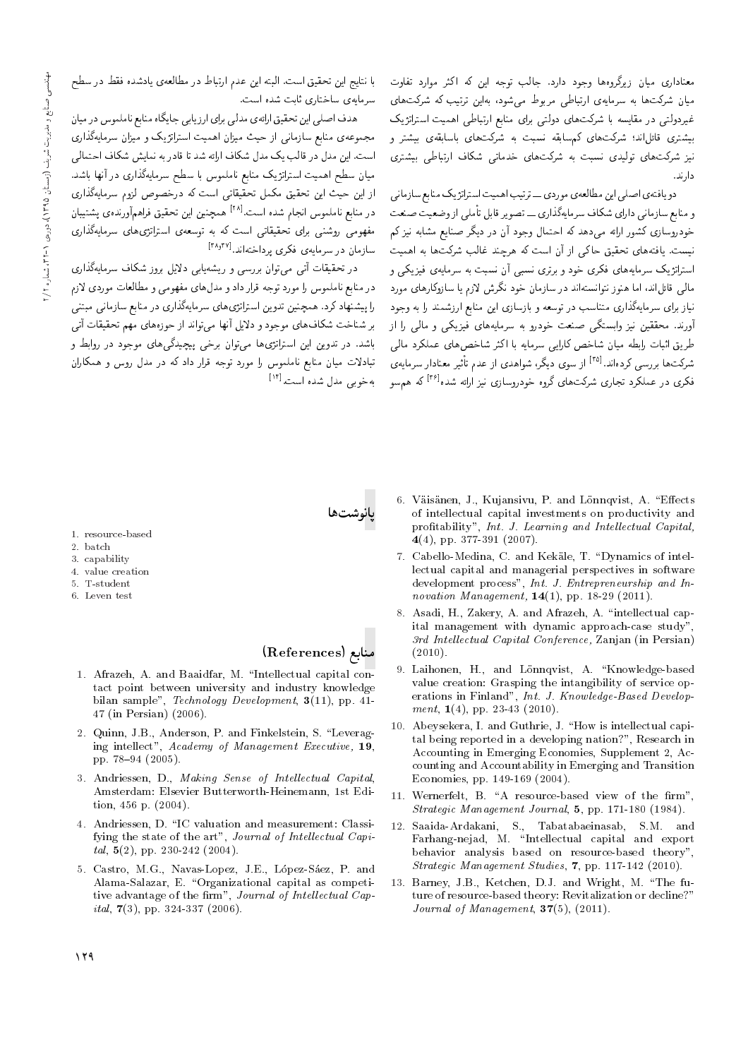معناداری میان زیرگروه‌ها وجود دارد. جالب توجه این که اکثر موارد تفاوت میان شرکت‌ها به سرمایه‌ی ارتباطی مربوط می‌شود، به‌این ترتیب که شرکت‌های غیردولتی در مقایسه با شرکت‌های دولتی برای منابع ارتباطی اهمیت استراتژیک بیشتری قائل‌اند؛ شرکت‌های کم‌سابقه نسبت به شرکت‌های باسابقه‌ی بیشتر و نیز شرکت‌های تولیدی نسبت به شرکت‌های خدماتی شکاف ارتباطی بیشتری دارند.

دو یافته‌ی اصلی این مطالعه‌ی موردی ــ ترتیب اهمیت استراتژیک منابع سازمانی و منابع سازمانی دارای شکاف سرمایه‌گذاری ــ تصویر قابل تأملی از وضعیت صنعت خودروسازی کشور ارائه می‌دهد که احتمال وجود آن در دیگر صنایع مشابه نیز کم نیست. یافته‌های تحقیق حاکی از آن است که هرچند غالب شرکت‌ها به اهمیت استراتژیک سرمایه‌های فکری خود و برتری نسبی آن نسبت به سرمایه‌ی فیزیکی و مالی قائل‌اند، اما هنوز نتوانسته‌اند در سازمان خود نگرش لازم یا سازوکارهای مورد نیاز برای سرمایه‌گذاری متناسب در توسعه و بازسازی این منابع ارزشمند را به وجود آورند. محققین نیز وابستگی صنعت خودرو به سرمایه‌های فیزیکی و مالی را از طریق اثبات رابطه میان شاخص کارایی سرمایه با اکثر شاخص‌های عملکرد مالی شرکت‌ها بررسی کرده‌اند.[35] از سوی دیگر، شواهدی از عدم تأثیر معنادار سرمایه‌ی فکری در عملکرد تجاری شرکت‌های گروه خودروسازی نیز ارائه شده[36] که هم‌سو با نتایج این تحقیق است. البته این عدم ارتباط در مطالعه‌ی یادشده فقط در سطح سرمایه‌ی ساختاری ثابت شده است.

هدف اصلی این تحقیق ارائه‌ی مدلی برای ارزیابی جایگاه منابع ناملموس در میان مجموعه‌ی منابع سازمانی از حیث میزان اهمیت استراتژیک و میزان سرمایه‌گذاری است. این مدل در قالب یک مدل شکاف ارائه شد تا قادر به نمایش شکاف احتمالی میان سطح اهمیت استراتژیک منابع ناملموس با سطح سرمایه‌گذاری در آنها باشد. از این حیث این تحقیق مکمل تحقیقاتی است که درخصوص لزوم سرمایه‌گذاری در منابع ناملموس انجام شده است.[28] همچنین این تحقیق فراهم‌آورنده‌ی پشتیبان مفهومی روشنی برای تحقیقاتی است که به توسعه‌ی استراتژی‌های سرمایه‌گذاری سازمان در سرمایه‌ی فکری پرداخته‌اند.[37,38]

در تحقیقات آتی می‌توان بررسی و ریشه‌یابی دلایل بروز شکاف سرمایه‌گذاری در منابع ناملموس را مورد توجه قرار داد و مدل‌های مفهومی و مطالعات موردی لازم را پیشنهاد کرد. همچنین تدوین استراتژی‌های سرمایه‌گذاری در منابع سازمانی مبتنی بر شناخت شکاف‌های موجود و دلایل آنها می‌تواند از حوزه‌های مهم تحقیقات آتی باشد. در تدوین این استراتژی‌ها می‌توان برخی پیچیدگی‌های موجود در روابط و تبادلات میان منابع ناملموس را مورد توجه قرار داد که در مدل روس و همکاران به‌خوبی مدل شده است.[14]

## پانوشت‌ها

1. resource-based
2. batch
3. capability
4. value creation
5. T-student
6. Leven test

## منابع (References)

1. Afrazeh, A. and Baaidfar, M. "Intellectual capital contact point between university and industry knowledge bilan sample", *Technology Development*, **3**(11), pp. 41-47 (in Persian) (2006).
2. Quinn, J.B., Anderson, P. and Finkelstein, S. "Leveraging intellect", *Academy of Management Executive*, **19**, pp. 78–94 (2005).
3. Andriessen, D., *Making Sense of Intellectual Capital*, Amsterdam: Elsevier Butterworth-Heinemann, 1st Edition, 456 p. (2004).
4. Andriessen, D. "IC valuation and measurement: Classifying the state of the art", *Journal of Intellectual Capital*, **5**(2), pp. 230-242 (2004).
5. Castro, M.G., Navas-Lopez, J.E., López-Sáez, P. and Alama-Salazar, E. "Organizational capital as competitive advantage of the firm", *Journal of Intellectual Capital*, **7**(3), pp. 324-337 (2006).
6. Väisänen, J., Kujansivu, P. and Lönnqvist, A. "Effects of intellectual capital investments on productivity and profitability", *Int. J. Learning and Intellectual Capital*, **4**(4), pp. 377-391 (2007).
7. Cabello-Medina, C. and Kekäle, T. "Dynamics of intellectual capital and managerial perspectives in software development process", *Int. J. Entrepreneurship and Innovation Management*, **14**(1), pp. 18-29 (2011).
8. Asadi, H., Zakery, A. and Afrazeh, A. "intellectual capital management with dynamic approach-case study", *3rd Intellectual Capital Conference*, Zanjan (in Persian) (2010).
9. Laihonen, H., and Lönnqvist, A. "Knowledge-based value creation: Grasping the intangibility of service operations in Finland", *Int. J. Knowledge-Based Development*, **1**(4), pp. 23-43 (2010).
10. Abeysekera, I. and Guthrie, J. "How is intellectual capital being reported in a developing nation?", Research in Accounting in Emerging Economies, Supplement 2, Accounting and Accountability in Emerging and Transition Economies, pp. 149-169 (2004).
11. Wernerfelt, B. "A resource-based view of the firm", *Strategic Management Journal*, **5**, pp. 171-180 (1984).
12. Saaida-Ardakani, S., Tabatabaeinasab, S.M. and Farhang-nejad, M. "Intellectual capital and export behavior analysis based on resource-based theory", *Strategic Management Studies*, **7**, pp. 117-142 (2010).
13. Barney, J.B., Ketchen, D.J. and Wright, M. "The future of resource-based theory: Revitalization or decline?" *Journal of Management*, **37**(5), (2011).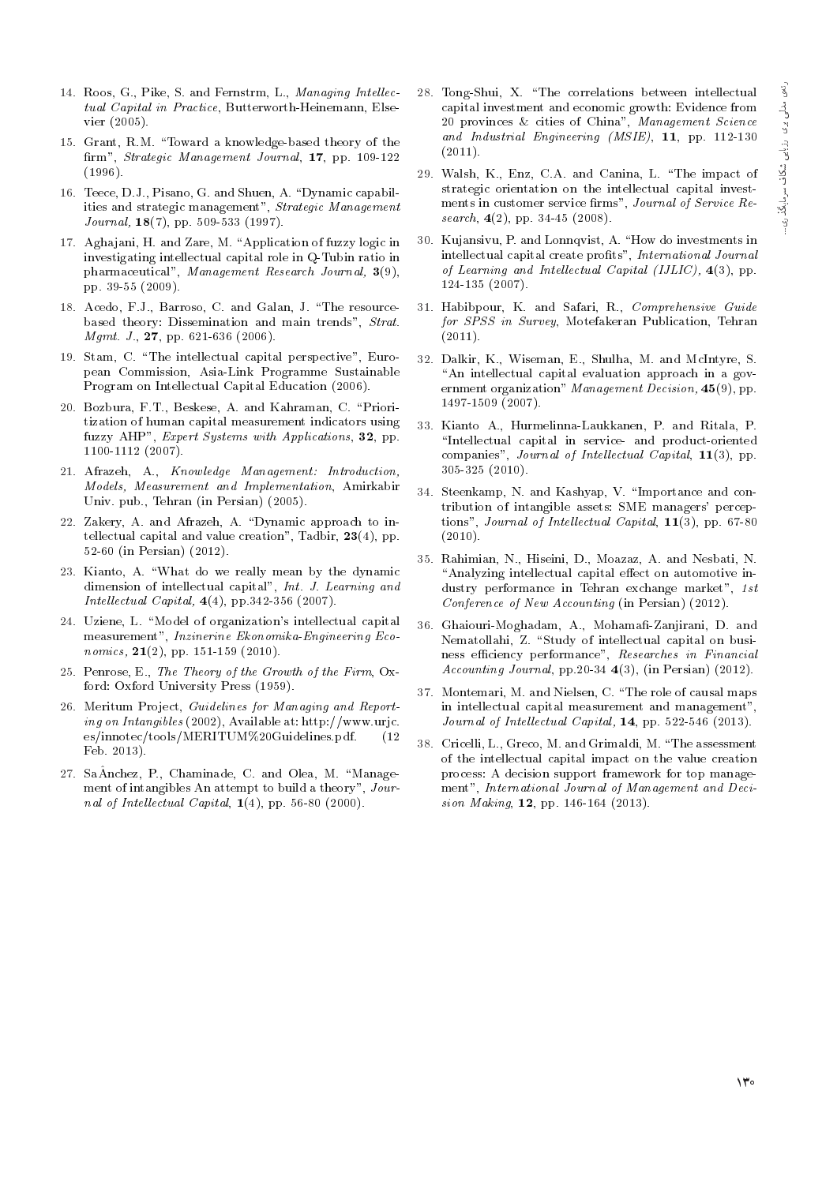14. Roos, G., Pike, S. and Fernstrm, L., *Managing Intellectual Capital in Practice*, Butterworth-Heinemann, Elsevier (2005).

15. Grant, R.M. "Toward a knowledge-based theory of the firm", *Strategic Management Journal*, **17**, pp. 109-122 (1996).

16. Teece, D.J., Pisano, G. and Shuen, A. "Dynamic capabilities and strategic management", *Strategic Management Journal*, **18**(7), pp. 509-533 (1997).

17. Aghajani, H. and Zare, M. "Application of fuzzy logic in investigating intellectual capital role in Q-Tubin ratio in pharmaceutical", *Management Research Journal*, **3**(9), pp. 39-55 (2009).

18. Acedo, F.J., Barroso, C. and Galan, J. "The resource-based theory: Dissemination and main trends", *Strat. Mgmt. J.*, **27**, pp. 621-636 (2006).

19. Stam, C. "The intellectual capital perspective", European Commission, Asia-Link Programme Sustainable Program on Intellectual Capital Education (2006).

20. Bozbura, F.T., Beskese, A. and Kahraman, C. "Prioritization of human capital measurement indicators using fuzzy AHP", *Expert Systems with Applications*, **32**, pp. 1100-1112 (2007).

21. Afrazeh, A., *Knowledge Management: Introduction, Models, Measurement and Implementation*, Amirkabir Univ. pub., Tehran (in Persian) (2005).

22. Zakery, A. and Afrazeh, A. "Dynamic approach to intellectual capital and value creation", Tadbir, **23**(4), pp. 52-60 (in Persian) (2012).

23. Kianto, A. "What do we really mean by the dynamic dimension of intellectual capital", *Int. J. Learning and Intellectual Capital*, **4**(4), pp.342-356 (2007).

24. Uziene, L. "Model of organization's intellectual capital measurement", *Inzinerine Ekonomika-Engineering Economics*, **21**(2), pp. 151-159 (2010).

25. Penrose, E., *The Theory of the Growth of the Firm*, Oxford: Oxford University Press (1959).

26. Meritum Project, *Guidelines for Managing and Reporting on Intangibles* (2002), Available at: http://www.urjc.es/innotec/tools/MERITUM%20Guidelines.pdf. (12 Feb. 2013).

27. SaÂnchez, P., Chaminade, C. and Olea, M. "Management of intangibles An attempt to build a theory", *Journal of Intellectual Capital*, **1**(4), pp. 56-80 (2000).

28. Tong-Shui, X. "The correlations between intellectual capital investment and economic growth: Evidence from 20 provinces & cities of China", *Management Science and Industrial Engineering (MSIE)*, **11**, pp. 112-130 (2011).

29. Walsh, K., Enz, C.A. and Canina, L. "The impact of strategic orientation on the intellectual capital investments in customer service firms", *Journal of Service Research*, **4**(2), pp. 34-45 (2008).

30. Kujansivu, P. and Lonnqvist, A. "How do investments in intellectual capital create profits", *International Journal of Learning and Intellectual Capital (IJLIC)*, **4**(3), pp. 124-135 (2007).

31. Habibpour, K. and Safari, R., *Comprehensive Guide for SPSS in Survey*, Motefakeran Publication, Tehran (2011).

32. Dalkir, K., Wiseman, E., Shulha, M. and McIntyre, S. "An intellectual capital evaluation approach in a government organization" *Management Decision*, **45**(9), pp. 1497-1509 (2007).

33. Kianto A., Hurmelinna-Laukkanen, P. and Ritala, P. "Intellectual capital in service- and product-oriented companies", *Journal of Intellectual Capital*, **11**(3), pp. 305-325 (2010).

34. Steenkamp, N. and Kashyap, V. "Importance and contribution of intangible assets: SME managers' perceptions", *Journal of Intellectual Capital*, **11**(3), pp. 67-80 (2010).

35. Rahimian, N., Hiseini, D., Moazaz, A. and Nesbati, N. "Analyzing intellectual capital effect on automotive industry performance in Tehran exchange market", *1st Conference of New Accounting* (in Persian) (2012).

36. Ghaiouri-Moghadam, A., Mohamafi-Zanjirani, D. and Nematollahi, Z. "Study of intellectual capital on business efficiency performance", *Researches in Financial Accounting Journal*, pp.20-34 **4**(3), (in Persian) (2012).

37. Montemari, M. and Nielsen, C. "The role of causal maps in intellectual capital measurement and management", *Journal of Intellectual Capital*, **14**, pp. 522-546 (2013).

38. Cricelli, L., Greco, M. and Grimaldi, M. "The assessment of the intellectual capital impact on the value creation process: A decision support framework for top management", *International Journal of Management and Decision Making*, **12**, pp. 146-164 (2013).